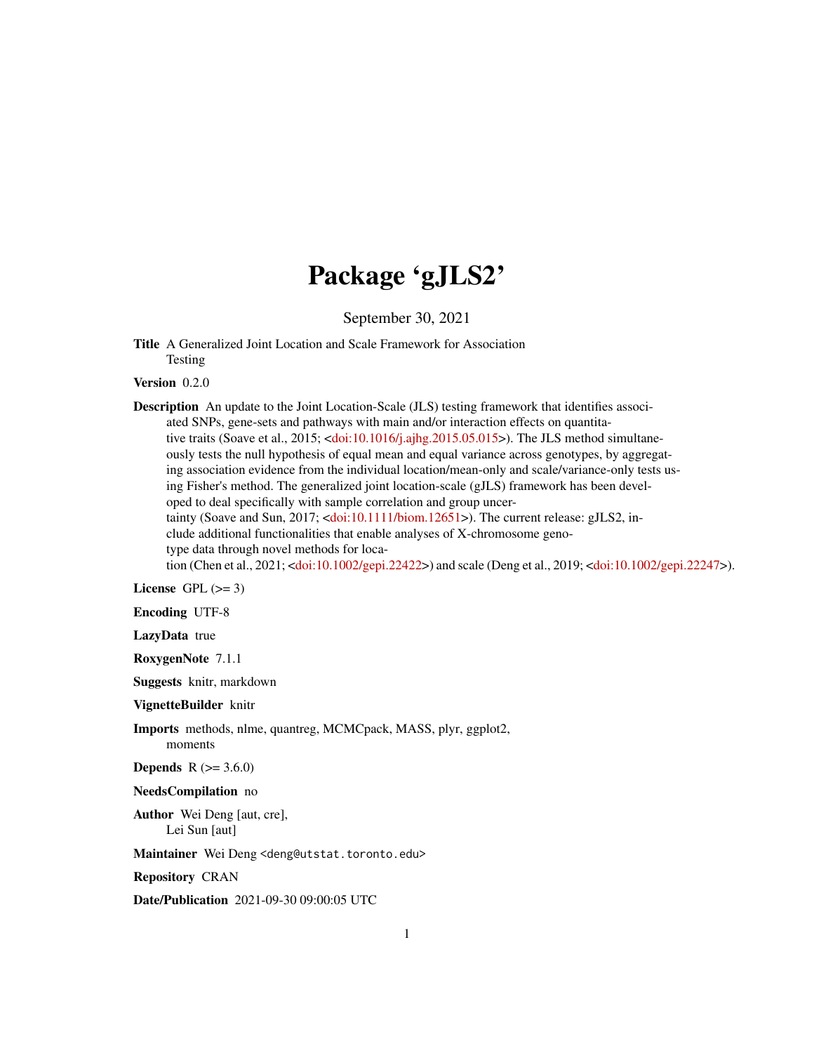# Package 'gJLS2'

September 30, 2021

**Title** A Generalized Joint Location and Scale Framework for Association Testing

**Version** 0.2.0

**Description** An update to the Joint Location-Scale (JLS) testing framework that identifies associated SNPs, gene-sets and pathways with main and/or interaction effects on quantitative traits (Soave et al., 2015; <doi:10.1016/j.ajhg.2015.05.015>). The JLS method simultaneously tests the null hypothesis of equal mean and equal variance across genotypes, by aggregating association evidence from the individual location/mean-only and scale/variance-only tests using Fisher's method. The generalized joint location-scale (gJLS) framework has been developed to deal specifically with sample correlation and group uncertainty (Soave and Sun, 2017; <doi:10.1111/biom.12651>). The current release: gJLS2, include additional functionalities that enable analyses of X-chromosome genotype data through novel methods for location (Chen et al., 2021; <doi:10.1002/gepi.22422>) and scale (Deng et al., 2019; <doi:10.1002/gepi.22247>).

**License** GPL (>= 3)

**Encoding** UTF-8

**LazyData** true

**RoxygenNote** 7.1.1

**Suggests** knitr, markdown

**VignetteBuilder** knitr

**Imports** methods, nlme, quantreg, MCMCpack, MASS, plyr, ggplot2, moments

**Depends** R (>= 3.6.0)

**NeedsCompilation** no

**Author** Wei Deng [aut, cre], Lei Sun [aut]

**Maintainer** Wei Deng <deng@utstat.toronto.edu>

**Repository** CRAN

**Date/Publication** 2021-09-30 09:00:05 UTC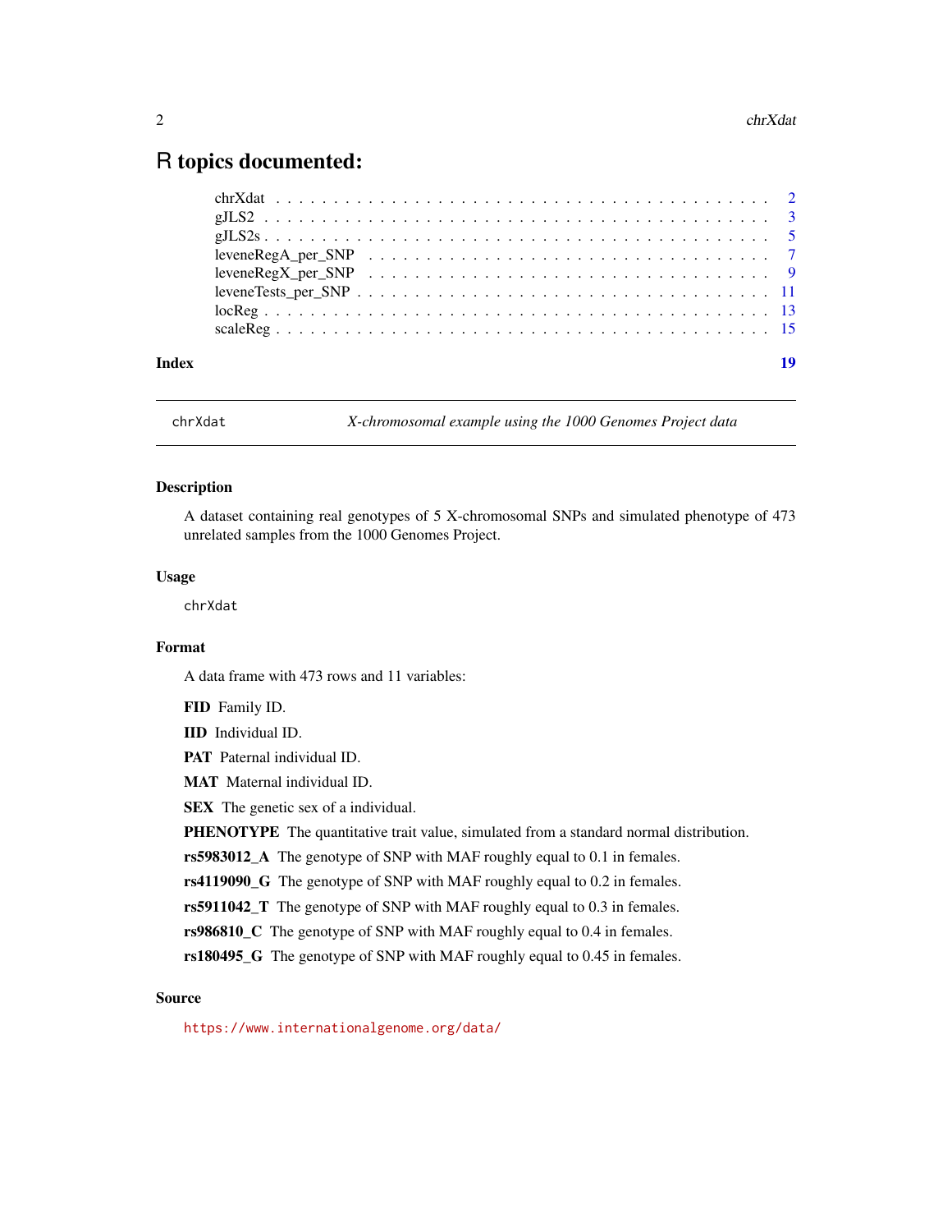# R topics documented:

- chrXdat . . . . . . . . . . . . . . . . . . . . . . . . . . . . . . . . . . . . . . . . . . 2
- gJLS2 . . . . . . . . . . . . . . . . . . . . . . . . . . . . . . . . . . . . . . . . . . 3
- gJLS2s . . . . . . . . . . . . . . . . . . . . . . . . . . . . . . . . . . . . . . . . . . 5
- leveneRegA_per_SNP . . . . . . . . . . . . . . . . . . . . . . . . . . . . . . . . . . 7
- leveneRegX_per_SNP . . . . . . . . . . . . . . . . . . . . . . . . . . . . . . . . . . 9
- leveneTests_per_SNP . . . . . . . . . . . . . . . . . . . . . . . . . . . . . . . . . . 11
- locReg . . . . . . . . . . . . . . . . . . . . . . . . . . . . . . . . . . . . . . . . . . 13
- scaleReg . . . . . . . . . . . . . . . . . . . . . . . . . . . . . . . . . . . . . . . . . 15

**Index** 19

---

`chrXdat` *X-chromosomal example using the 1000 Genomes Project data*

---

### Description

A dataset containing real genotypes of 5 X-chromosomal SNPs and simulated phenotype of 473 unrelated samples from the 1000 Genomes Project.

### Usage

```
chrXdat
```

### Format

A data frame with 473 rows and 11 variables:

**FID** Family ID.

**IID** Individual ID.

**PAT** Paternal individual ID.

**MAT** Maternal individual ID.

**SEX** The genetic sex of a individual.

**PHENOTYPE** The quantitative trait value, simulated from a standard normal distribution.

**rs5983012_A** The genotype of SNP with MAF roughly equal to 0.1 in females.

**rs4119090_G** The genotype of SNP with MAF roughly equal to 0.2 in females.

**rs5911042_T** The genotype of SNP with MAF roughly equal to 0.3 in females.

**rs986810_C** The genotype of SNP with MAF roughly equal to 0.4 in females.

**rs180495_G** The genotype of SNP with MAF roughly equal to 0.45 in females.

### Source

https://www.internationalgenome.org/data/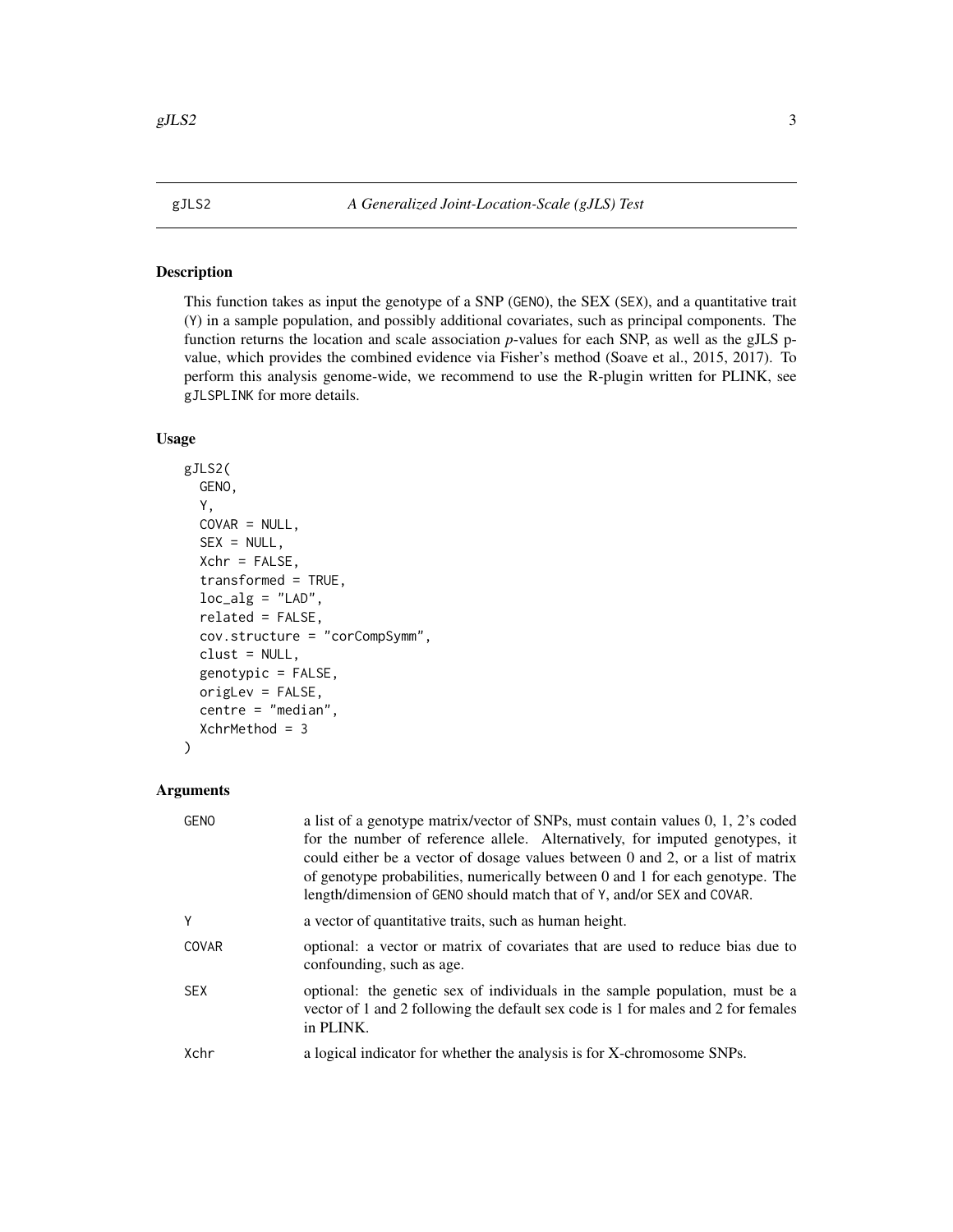## gJLS2 — A Generalized Joint-Location-Scale (gJLS) Test

### Description

This function takes as input the genotype of a SNP (GENO), the SEX (SEX), and a quantitative trait (Y) in a sample population, and possibly additional covariates, such as principal components. The function returns the location and scale association *p*-values for each SNP, as well as the gJLS p-value, which provides the combined evidence via Fisher's method (Soave et al., 2015, 2017). To perform this analysis genome-wide, we recommend to use the R-plugin written for PLINK, see gJLSPLINK for more details.

### Usage

```
gJLS2(
  GENO,
  Y,
  COVAR = NULL,
  SEX = NULL,
  Xchr = FALSE,
  transformed = TRUE,
  loc_alg = "LAD",
  related = FALSE,
  cov.structure = "corCompSymm",
  clust = NULL,
  genotypic = FALSE,
  origLev = FALSE,
  centre = "median",
  XchrMethod = 3
)
```

### Arguments

| | |
|---|---|
| GENO | a list of a genotype matrix/vector of SNPs, must contain values 0, 1, 2's coded for the number of reference allele. Alternatively, for imputed genotypes, it could either be a vector of dosage values between 0 and 2, or a list of matrix of genotype probabilities, numerically between 0 and 1 for each genotype. The length/dimension of GENO should match that of Y, and/or SEX and COVAR. |
| Y | a vector of quantitative traits, such as human height. |
| COVAR | optional: a vector or matrix of covariates that are used to reduce bias due to confounding, such as age. |
| SEX | optional: the genetic sex of individuals in the sample population, must be a vector of 1 and 2 following the default sex code is 1 for males and 2 for females in PLINK. |
| Xchr | a logical indicator for whether the analysis is for X-chromosome SNPs. |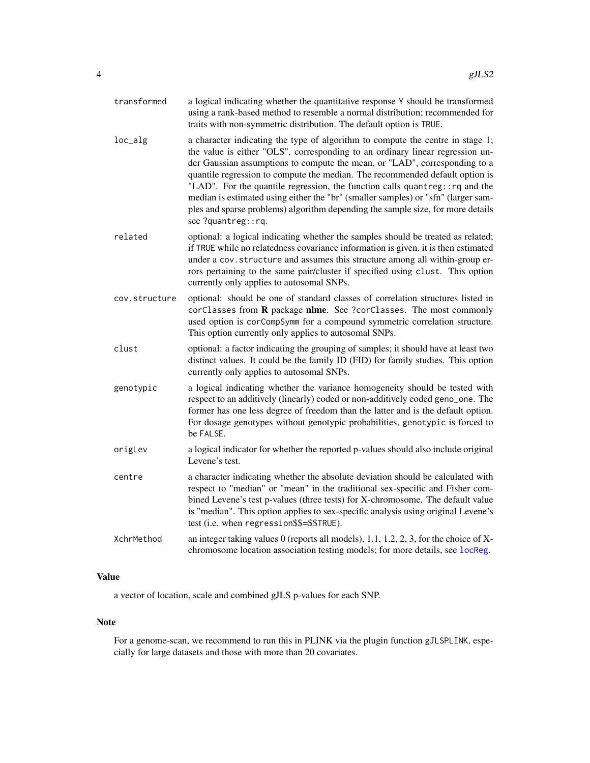| | |
|---|---|
| transformed | a logical indicating whether the quantitative response Y should be transformed using a rank-based method to resemble a normal distribution; recommended for traits with non-symmetric distribution. The default option is TRUE. |
| loc_alg | a character indicating the type of algorithm to compute the centre in stage 1; the value is either "OLS", corresponding to an ordinary linear regression under Gaussian assumptions to compute the mean, or "LAD", corresponding to a quantile regression to compute the median. The recommended default option is "LAD". For the quantile regression, the function calls quantreg::rq and the median is estimated using either the "br" (smaller samples) or "sfn" (larger samples and sparse problems) algorithm depending the sample size, for more details see ?quantreg::rq. |
| related | optional: a logical indicating whether the samples should be treated as related; if TRUE while no relatedness covariance information is given, it is then estimated under a cov.structure and assumes this structure among all within-group errors pertaining to the same pair/cluster if specified using clust. This option currently only applies to autosomal SNPs. |
| cov.structure | optional: should be one of standard classes of correlation structures listed in corClasses from **R** package **nlme**. See ?corClasses. The most commonly used option is corCompSymm for a compound symmetric correlation structure. This option currently only applies to autosomal SNPs. |
| clust | optional: a factor indicating the grouping of samples; it should have at least two distinct values. It could be the family ID (FID) for family studies. This option currently only applies to autosomal SNPs. |
| genotypic | a logical indicating whether the variance homogeneity should be tested with respect to an additively (linearly) coded or non-additively coded geno_one. The former has one less degree of freedom than the latter and is the default option. For dosage genotypes without genotypic probabilities, genotypic is forced to be FALSE. |
| origLev | a logical indicator for whether the reported p-values should also include original Levene's test. |
| centre | a character indicating whether the absolute deviation should be calculated with respect to "median" or "mean" in the traditional sex-specific and Fisher combined Levene's test p-values (three tests) for X-chromosome. The default value is "median". This option applies to sex-specific analysis using original Levene's test (i.e. when regression$$=$$TRUE). |
| XchrMethod | an integer taking values 0 (reports all models), 1.1, 1.2, 2, 3, for the choice of X-chromosome location association testing models; for more details, see locReg. |

## Value

a vector of location, scale and combined gJLS p-values for each SNP.

## Note

For a genome-scan, we recommend to run this in PLINK via the plugin function gJLSPLINK, especially for large datasets and those with more than 20 covariates.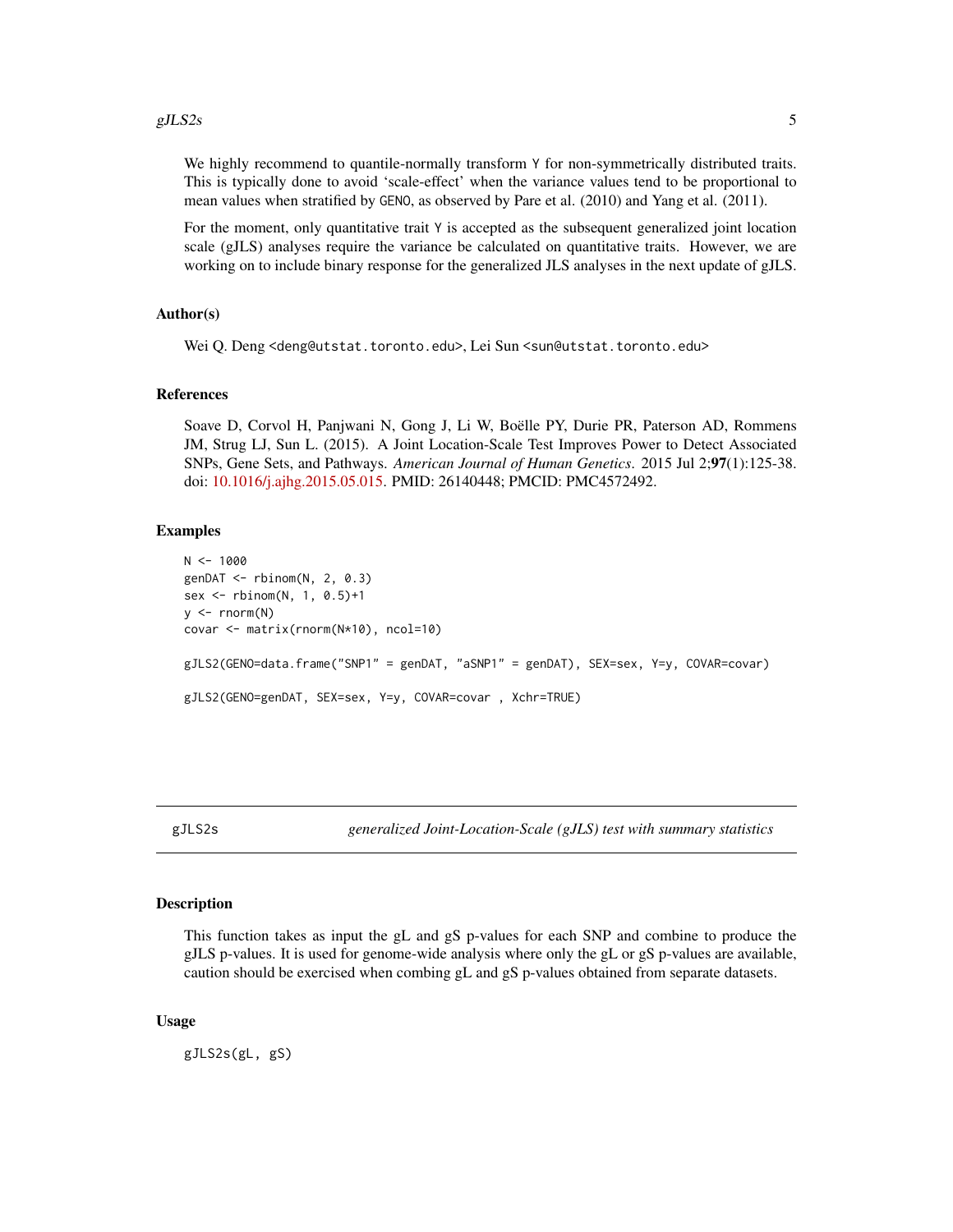We highly recommend to quantile-normally transform `Y` for non-symmetrically distributed traits. This is typically done to avoid 'scale-effect' when the variance values tend to be proportional to mean values when stratified by `GENO`, as observed by Pare et al. (2010) and Yang et al. (2011).

For the moment, only quantitative trait `Y` is accepted as the subsequent generalized joint location scale (gJLS) analyses require the variance be calculated on quantitative traits. However, we are working on to include binary response for the generalized JLS analyses in the next update of gJLS.

### Author(s)

Wei Q. Deng <deng@utstat.toronto.edu>, Lei Sun <sun@utstat.toronto.edu>

### References

Soave D, Corvol H, Panjwani N, Gong J, Li W, Boëlle PY, Durie PR, Paterson AD, Rommens JM, Strug LJ, Sun L. (2015). A Joint Location-Scale Test Improves Power to Detect Associated SNPs, Gene Sets, and Pathways. *American Journal of Human Genetics*. 2015 Jul 2;**97**(1):125-38. doi: 10.1016/j.ajhg.2015.05.015. PMID: 26140448; PMCID: PMC4572492.

### Examples

```
N <- 1000
genDAT <- rbinom(N, 2, 0.3)
sex <- rbinom(N, 1, 0.5)+1
y <- rnorm(N)
covar <- matrix(rnorm(N*10), ncol=10)

gJLS2(GENO=data.frame("SNP1" = genDAT, "aSNP1" = genDAT), SEX=sex, Y=y, COVAR=covar)

gJLS2(GENO=genDAT, SEX=sex, Y=y, COVAR=covar , Xchr=TRUE)
```

---

## gJLS2s — *generalized Joint-Location-Scale (gJLS) test with summary statistics*

### Description

This function takes as input the gL and gS p-values for each SNP and combine to produce the gJLS p-values. It is used for genome-wide analysis where only the gL or gS p-values are available, caution should be exercised when combing gL and gS p-values obtained from separate datasets.

### Usage

```
gJLS2s(gL, gS)
```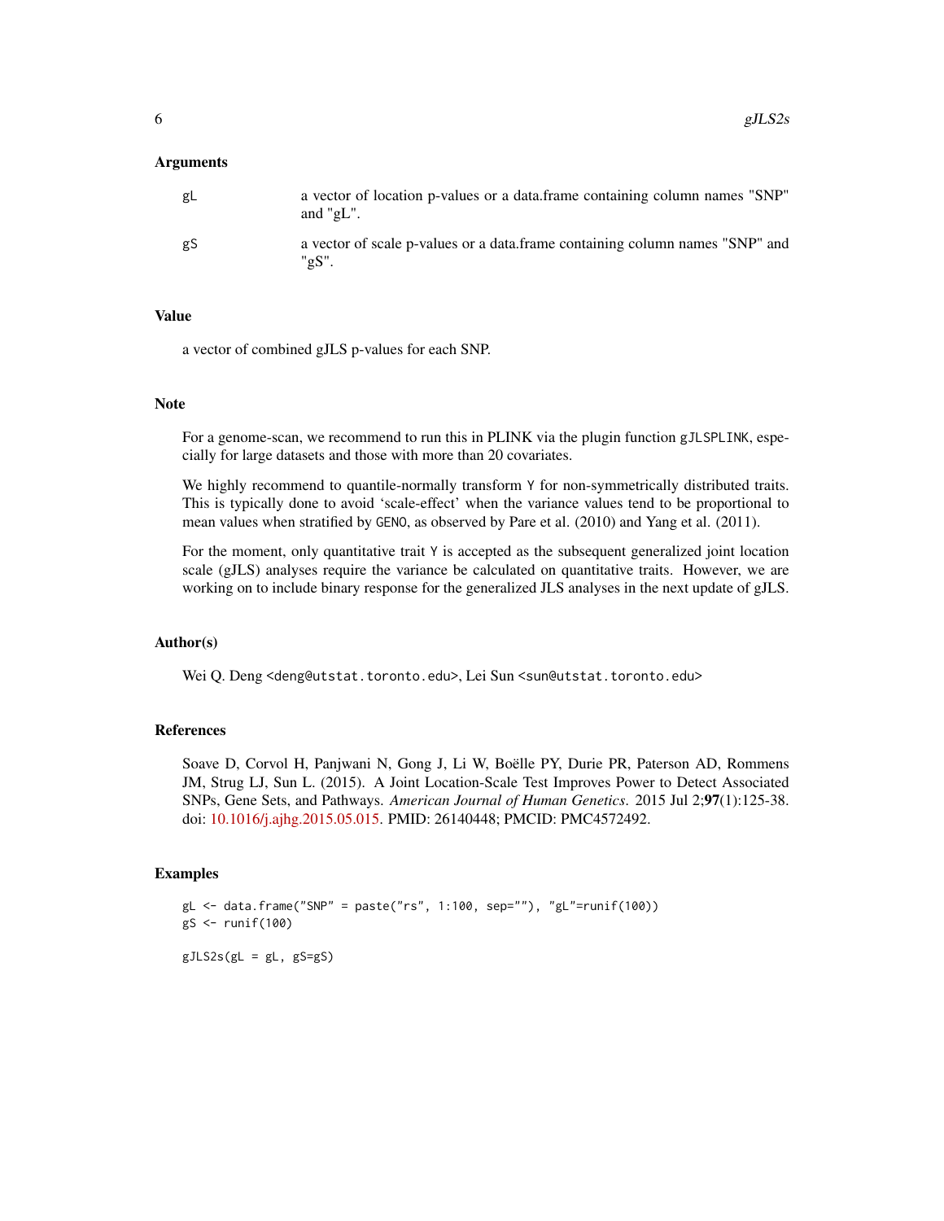### Arguments

| | |
|---|---|
| gL | a vector of location p-values or a data.frame containing column names "SNP" and "gL". |
| gS | a vector of scale p-values or a data.frame containing column names "SNP" and "gS". |

### Value

a vector of combined gJLS p-values for each SNP.

### Note

For a genome-scan, we recommend to run this in PLINK via the plugin function `gJLSPLINK`, especially for large datasets and those with more than 20 covariates.

We highly recommend to quantile-normally transform `Y` for non-symmetrically distributed traits. This is typically done to avoid 'scale-effect' when the variance values tend to be proportional to mean values when stratified by `GENO`, as observed by Pare et al. (2010) and Yang et al. (2011).

For the moment, only quantitative trait `Y` is accepted as the subsequent generalized joint location scale (gJLS) analyses require the variance be calculated on quantitative traits. However, we are working on to include binary response for the generalized JLS analyses in the next update of gJLS.

### Author(s)

Wei Q. Deng <deng@utstat.toronto.edu>, Lei Sun <sun@utstat.toronto.edu>

### References

Soave D, Corvol H, Panjwani N, Gong J, Li W, Boëlle PY, Durie PR, Paterson AD, Rommens JM, Strug LJ, Sun L. (2015). A Joint Location-Scale Test Improves Power to Detect Associated SNPs, Gene Sets, and Pathways. *American Journal of Human Genetics*. 2015 Jul 2;**97**(1):125-38. doi: 10.1016/j.ajhg.2015.05.015. PMID: 26140448; PMCID: PMC4572492.

### Examples

```
gL <- data.frame("SNP" = paste("rs", 1:100, sep=""), "gL"=runif(100))
gS <- runif(100)

gJLS2s(gL = gL, gS=gS)
```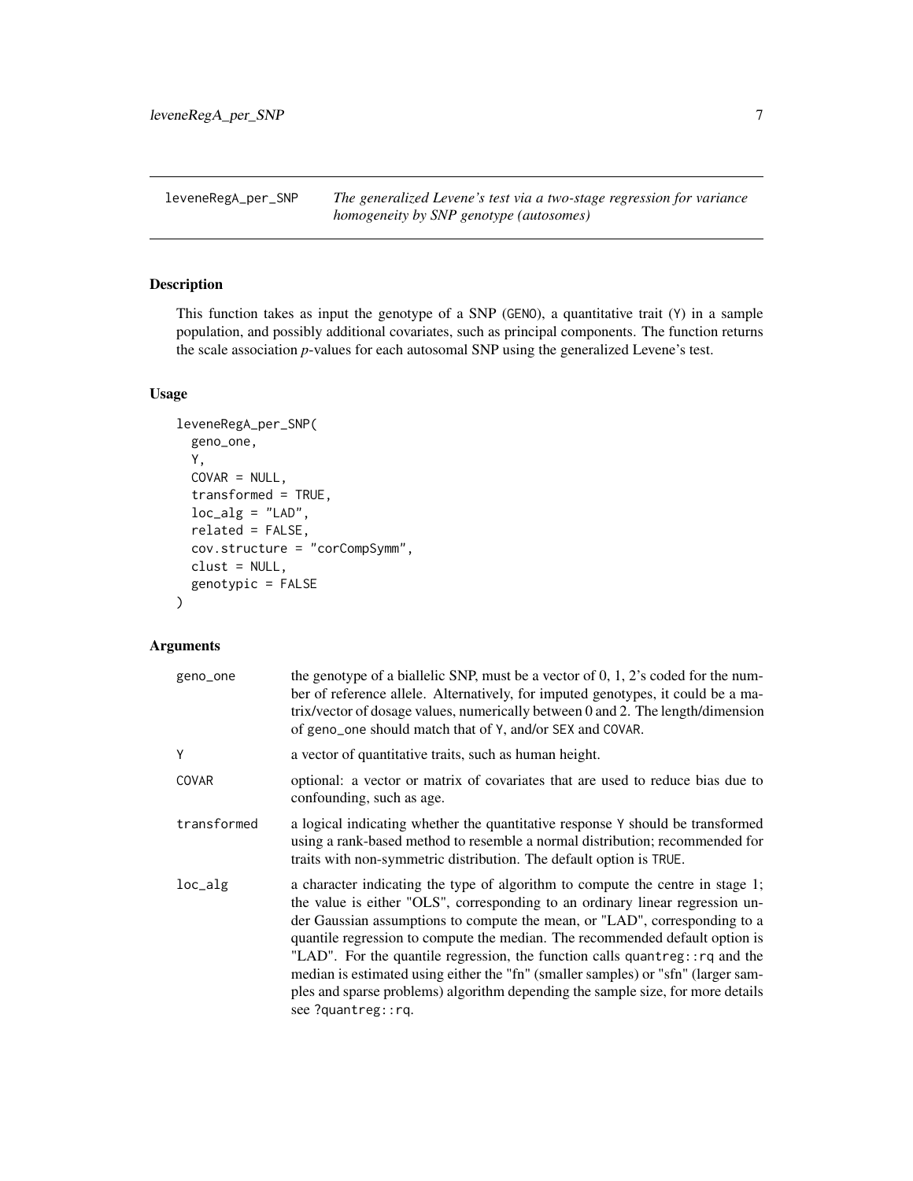# leveneRegA_per_SNP

*The generalized Levene's test via a two-stage regression for variance homogeneity by SNP genotype (autosomes)*

## Description

This function takes as input the genotype of a SNP (GENO), a quantitative trait (Y) in a sample population, and possibly additional covariates, such as principal components. The function returns the scale association *p*-values for each autosomal SNP using the generalized Levene's test.

## Usage

```
leveneRegA_per_SNP(
  geno_one,
  Y,
  COVAR = NULL,
  transformed = TRUE,
  loc_alg = "LAD",
  related = FALSE,
  cov.structure = "corCompSymm",
  clust = NULL,
  genotypic = FALSE
)
```

## Arguments

| | |
|---|---|
| geno_one | the genotype of a biallelic SNP, must be a vector of 0, 1, 2's coded for the number of reference allele. Alternatively, for imputed genotypes, it could be a matrix/vector of dosage values, numerically between 0 and 2. The length/dimension of geno_one should match that of Y, and/or SEX and COVAR. |
| Y | a vector of quantitative traits, such as human height. |
| COVAR | optional: a vector or matrix of covariates that are used to reduce bias due to confounding, such as age. |
| transformed | a logical indicating whether the quantitative response Y should be transformed using a rank-based method to resemble a normal distribution; recommended for traits with non-symmetric distribution. The default option is TRUE. |
| loc_alg | a character indicating the type of algorithm to compute the centre in stage 1; the value is either "OLS", corresponding to an ordinary linear regression under Gaussian assumptions to compute the mean, or "LAD", corresponding to a quantile regression to compute the median. The recommended default option is "LAD". For the quantile regression, the function calls quantreg::rq and the median is estimated using either the "fn" (smaller samples) or "sfn" (larger samples and sparse problems) algorithm depending the sample size, for more details see ?quantreg::rq. |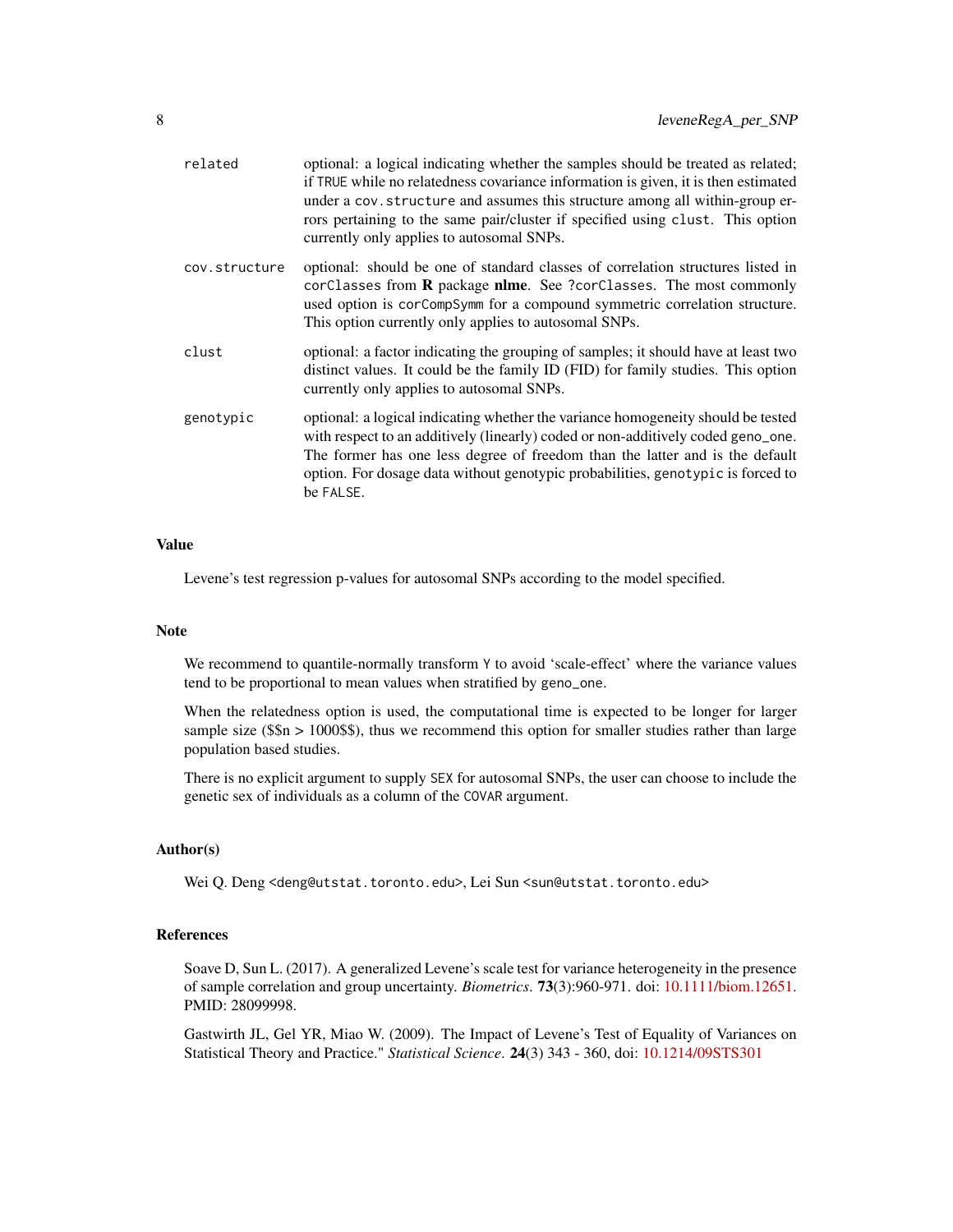| | |
|---|---|
| `related` | optional: a logical indicating whether the samples should be treated as related; if `TRUE` while no relatedness covariance information is given, it is then estimated under a `cov.structure` and assumes this structure among all within-group errors pertaining to the same pair/cluster if specified using `clust`. This option currently only applies to autosomal SNPs. |
| `cov.structure` | optional: should be one of standard classes of correlation structures listed in `corClasses` from **R** package **nlme**. See `?corClasses`. The most commonly used option is `corCompSymm` for a compound symmetric correlation structure. This option currently only applies to autosomal SNPs. |
| `clust` | optional: a factor indicating the grouping of samples; it should have at least two distinct values. It could be the family ID (FID) for family studies. This option currently only applies to autosomal SNPs. |
| `genotypic` | optional: a logical indicating whether the variance homogeneity should be tested with respect to an additively (linearly) coded or non-additively coded `geno_one`. The former has one less degree of freedom than the latter and is the default option. For dosage data without genotypic probabilities, `genotypic` is forced to be `FALSE`. |

### Value

Levene's test regression p-values for autosomal SNPs according to the model specified.

### Note

We recommend to quantile-normally transform `Y` to avoid 'scale-effect' where the variance values tend to be proportional to mean values when stratified by `geno_one`.

When the relatedness option is used, the computational time is expected to be longer for larger sample size ($$n > 1000$$), thus we recommend this option for smaller studies rather than large population based studies.

There is no explicit argument to supply `SEX` for autosomal SNPs, the user can choose to include the genetic sex of individuals as a column of the `COVAR` argument.

### Author(s)

Wei Q. Deng <deng@utstat.toronto.edu>, Lei Sun <sun@utstat.toronto.edu>

### References

Soave D, Sun L. (2017). A generalized Levene's scale test for variance heterogeneity in the presence of sample correlation and group uncertainty. *Biometrics*. **73**(3):960-971. doi: 10.1111/biom.12651. PMID: 28099998.

Gastwirth JL, Gel YR, Miao W. (2009). The Impact of Levene's Test of Equality of Variances on Statistical Theory and Practice." *Statistical Science*. **24**(3) 343 - 360, doi: 10.1214/09STS301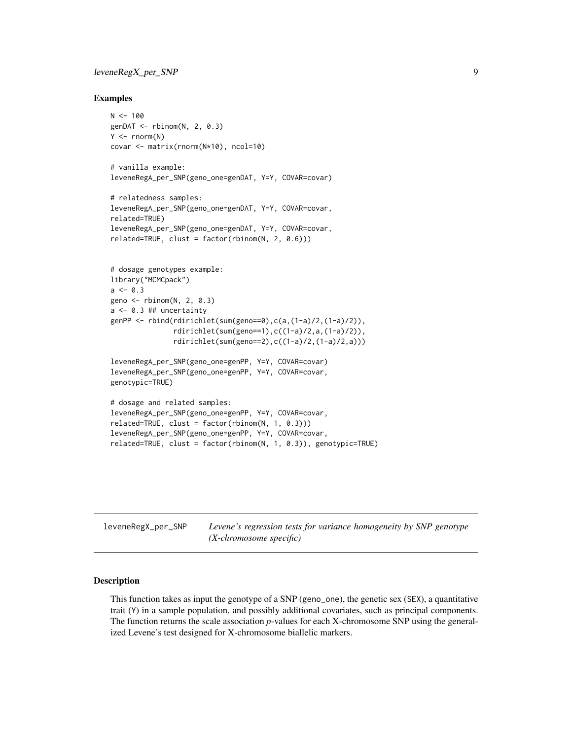### Examples

```
N <- 100
genDAT <- rbinom(N, 2, 0.3)
Y <- rnorm(N)
covar <- matrix(rnorm(N*10), ncol=10)

# vanilla example:
leveneRegA_per_SNP(geno_one=genDAT, Y=Y, COVAR=covar)

# relatedness samples:
leveneRegA_per_SNP(geno_one=genDAT, Y=Y, COVAR=covar,
related=TRUE)
leveneRegA_per_SNP(geno_one=genDAT, Y=Y, COVAR=covar,
related=TRUE, clust = factor(rbinom(N, 2, 0.6)))


# dosage genotypes example:
library("MCMCpack")
a <- 0.3
geno <- rbinom(N, 2, 0.3)
a <- 0.3 ## uncertainty
genPP <- rbind(rdirichlet(sum(geno==0),c(a,(1-a)/2,(1-a)/2)),
               rdirichlet(sum(geno==1),c((1-a)/2,a,(1-a)/2)),
               rdirichlet(sum(geno==2),c((1-a)/2,(1-a)/2,a)))

leveneRegA_per_SNP(geno_one=genPP, Y=Y, COVAR=covar)
leveneRegA_per_SNP(geno_one=genPP, Y=Y, COVAR=covar,
genotypic=TRUE)

# dosage and related samples:
leveneRegA_per_SNP(geno_one=genPP, Y=Y, COVAR=covar,
related=TRUE, clust = factor(rbinom(N, 1, 0.3)))
leveneRegA_per_SNP(geno_one=genPP, Y=Y, COVAR=covar,
related=TRUE, clust = factor(rbinom(N, 1, 0.3)), genotypic=TRUE)
```

---

## leveneRegX_per_SNP    *Levene's regression tests for variance homogeneity by SNP genotype (X-chromosome specific)*

---

### Description

This function takes as input the genotype of a SNP (geno_one), the genetic sex (SEX), a quantitative trait (Y) in a sample population, and possibly additional covariates, such as principal components. The function returns the scale association *p*-values for each X-chromosome SNP using the generalized Levene's test designed for X-chromosome biallelic markers.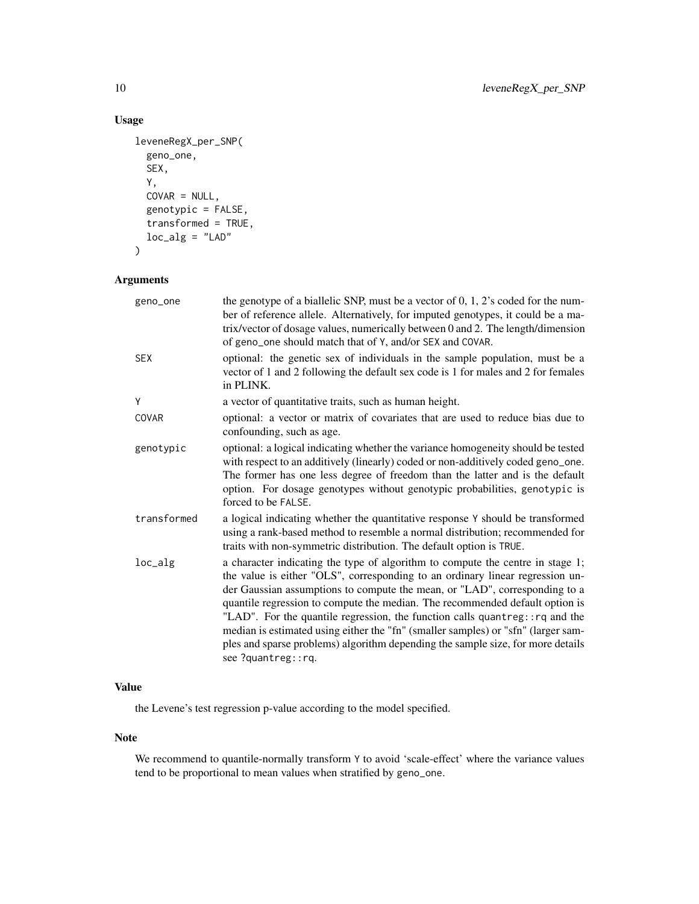## Usage

```
leveneRegX_per_SNP(
  geno_one,
  SEX,
  Y,
  COVAR = NULL,
  genotypic = FALSE,
  transformed = TRUE,
  loc_alg = "LAD"
)
```

## Arguments

| | |
|---|---|
| geno_one | the genotype of a biallelic SNP, must be a vector of 0, 1, 2's coded for the number of reference allele. Alternatively, for imputed genotypes, it could be a matrix/vector of dosage values, numerically between 0 and 2. The length/dimension of geno_one should match that of Y, and/or SEX and COVAR. |
| SEX | optional: the genetic sex of individuals in the sample population, must be a vector of 1 and 2 following the default sex code is 1 for males and 2 for females in PLINK. |
| Y | a vector of quantitative traits, such as human height. |
| COVAR | optional: a vector or matrix of covariates that are used to reduce bias due to confounding, such as age. |
| genotypic | optional: a logical indicating whether the variance homogeneity should be tested with respect to an additively (linearly) coded or non-additively coded geno_one. The former has one less degree of freedom than the latter and is the default option. For dosage genotypes without genotypic probabilities, genotypic is forced to be FALSE. |
| transformed | a logical indicating whether the quantitative response Y should be transformed using a rank-based method to resemble a normal distribution; recommended for traits with non-symmetric distribution. The default option is TRUE. |
| loc_alg | a character indicating the type of algorithm to compute the centre in stage 1; the value is either "OLS", corresponding to an ordinary linear regression under Gaussian assumptions to compute the mean, or "LAD", corresponding to a quantile regression to compute the median. The recommended default option is "LAD". For the quantile regression, the function calls quantreg::rq and the median is estimated using either the "fn" (smaller samples) or "sfn" (larger samples and sparse problems) algorithm depending the sample size, for more details see ?quantreg::rq. |

## Value

the Levene's test regression p-value according to the model specified.

## Note

We recommend to quantile-normally transform Y to avoid 'scale-effect' where the variance values tend to be proportional to mean values when stratified by geno_one.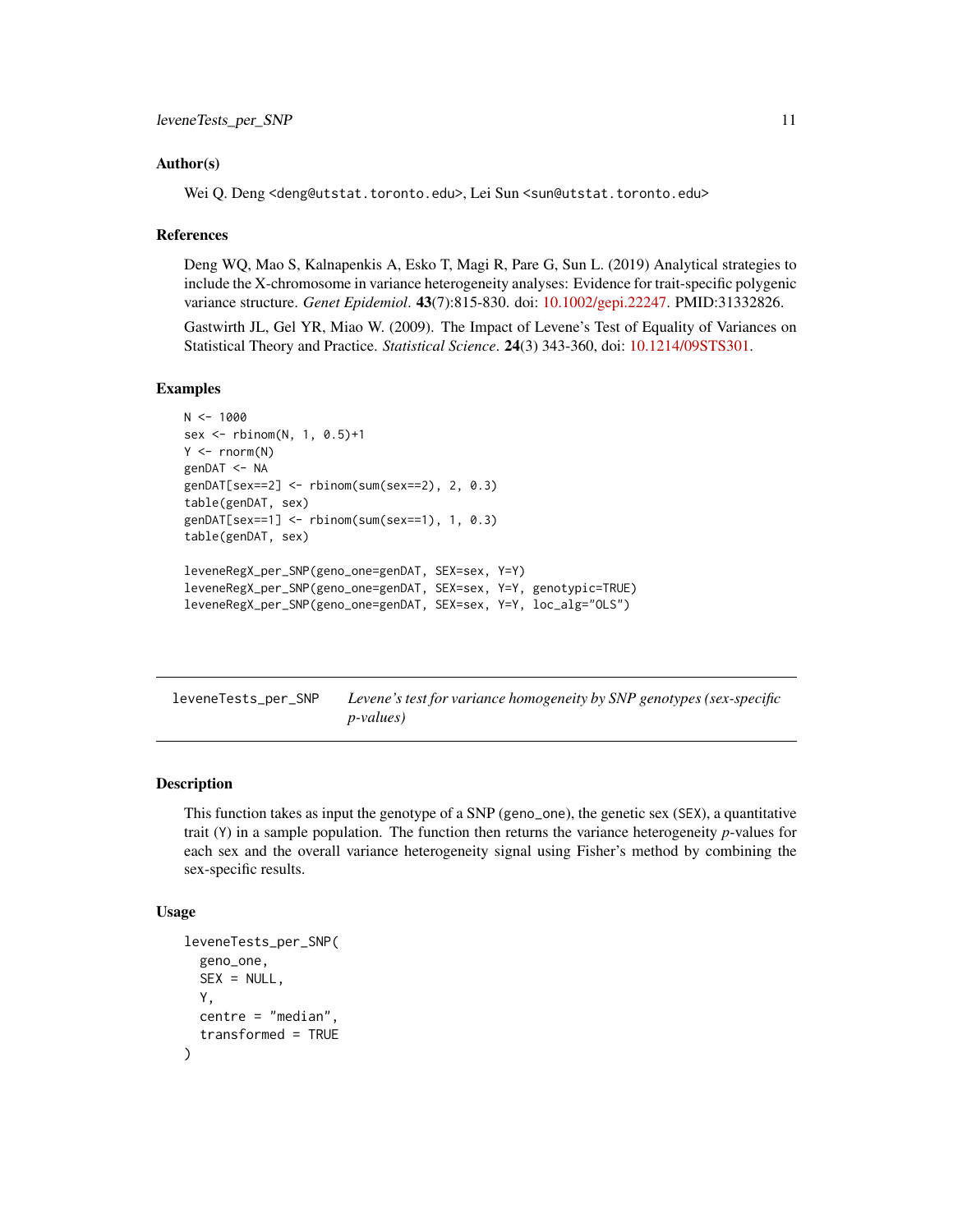### Author(s)

Wei Q. Deng <deng@utstat.toronto.edu>, Lei Sun <sun@utstat.toronto.edu>

### References

Deng WQ, Mao S, Kalnapenkis A, Esko T, Magi R, Pare G, Sun L. (2019) Analytical strategies to include the X-chromosome in variance heterogeneity analyses: Evidence for trait-specific polygenic variance structure. *Genet Epidemiol*. **43**(7):815-830. doi: 10.1002/gepi.22247. PMID:31332826.

Gastwirth JL, Gel YR, Miao W. (2009). The Impact of Levene's Test of Equality of Variances on Statistical Theory and Practice. *Statistical Science*. **24**(3) 343-360, doi: 10.1214/09STS301.

### Examples

```
N <- 1000
sex <- rbinom(N, 1, 0.5)+1
Y <- rnorm(N)
genDAT <- NA
genDAT[sex==2] <- rbinom(sum(sex==2), 2, 0.3)
table(genDAT, sex)
genDAT[sex==1] <- rbinom(sum(sex==1), 1, 0.3)
table(genDAT, sex)

leveneRegX_per_SNP(geno_one=genDAT, SEX=sex, Y=Y)
leveneRegX_per_SNP(geno_one=genDAT, SEX=sex, Y=Y, genotypic=TRUE)
leveneRegX_per_SNP(geno_one=genDAT, SEX=sex, Y=Y, loc_alg="OLS")
```

---

## leveneTests_per_SNP &nbsp;&nbsp; *Levene's test for variance homogeneity by SNP genotypes (sex-specific p-values)*

---

### Description

This function takes as input the genotype of a SNP (geno_one), the genetic sex (SEX), a quantitative trait (Y) in a sample population. The function then returns the variance heterogeneity *p*-values for each sex and the overall variance heterogeneity signal using Fisher's method by combining the sex-specific results.

### Usage

```
leveneTests_per_SNP(
  geno_one,
  SEX = NULL,
  Y,
  centre = "median",
  transformed = TRUE
)
```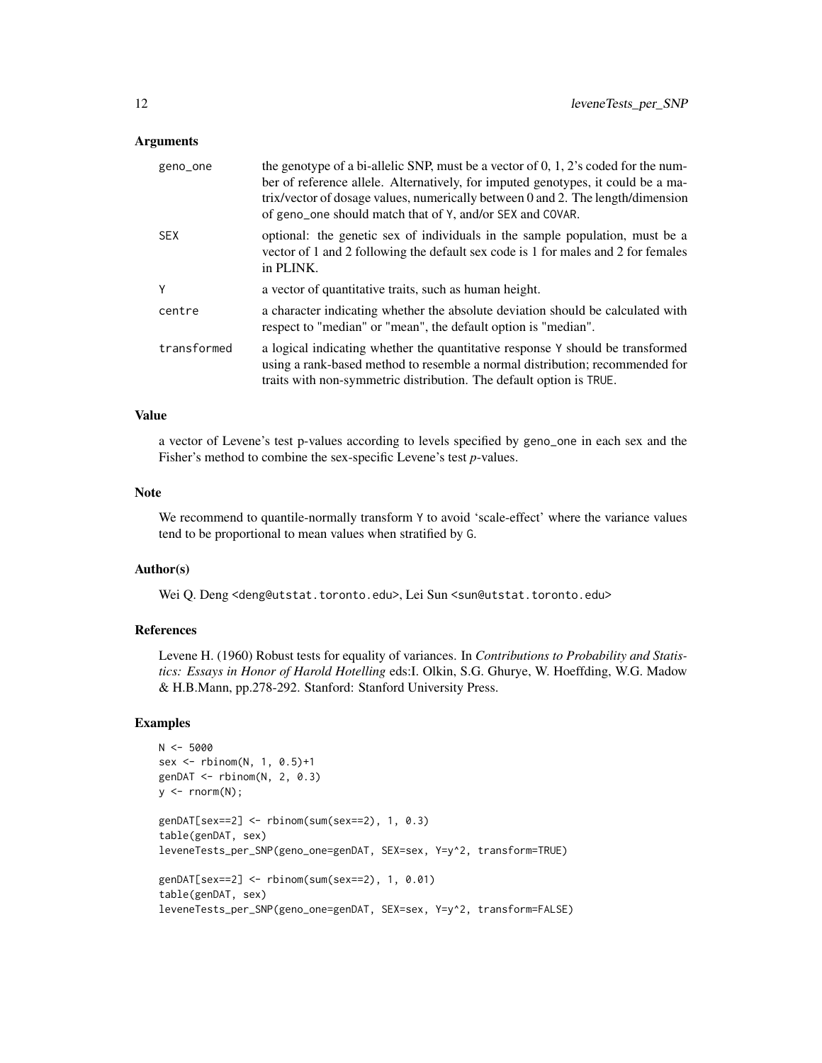## Arguments

| | |
|---|---|
| geno_one | the genotype of a bi-allelic SNP, must be a vector of 0, 1, 2's coded for the number of reference allele. Alternatively, for imputed genotypes, it could be a matrix/vector of dosage values, numerically between 0 and 2. The length/dimension of geno_one should match that of Y, and/or SEX and COVAR. |
| SEX | optional: the genetic sex of individuals in the sample population, must be a vector of 1 and 2 following the default sex code is 1 for males and 2 for females in PLINK. |
| Y | a vector of quantitative traits, such as human height. |
| centre | a character indicating whether the absolute deviation should be calculated with respect to "median" or "mean", the default option is "median". |
| transformed | a logical indicating whether the quantitative response Y should be transformed using a rank-based method to resemble a normal distribution; recommended for traits with non-symmetric distribution. The default option is TRUE. |

## Value

a vector of Levene's test p-values according to levels specified by geno_one in each sex and the Fisher's method to combine the sex-specific Levene's test *p*-values.

## Note

We recommend to quantile-normally transform Y to avoid 'scale-effect' where the variance values tend to be proportional to mean values when stratified by G.

## Author(s)

Wei Q. Deng <deng@utstat.toronto.edu>, Lei Sun <sun@utstat.toronto.edu>

## References

Levene H. (1960) Robust tests for equality of variances. In *Contributions to Probability and Statistics: Essays in Honor of Harold Hotelling* eds:I. Olkin, S.G. Ghurye, W. Hoeffding, W.G. Madow & H.B.Mann, pp.278-292. Stanford: Stanford University Press.

## Examples

```
N <- 5000
sex <- rbinom(N, 1, 0.5)+1
genDAT <- rbinom(N, 2, 0.3)
y <- rnorm(N);

genDAT[sex==2] <- rbinom(sum(sex==2), 1, 0.3)
table(genDAT, sex)
leveneTests_per_SNP(geno_one=genDAT, SEX=sex, Y=y^2, transform=TRUE)

genDAT[sex==2] <- rbinom(sum(sex==2), 1, 0.01)
table(genDAT, sex)
leveneTests_per_SNP(geno_one=genDAT, SEX=sex, Y=y^2, transform=FALSE)
```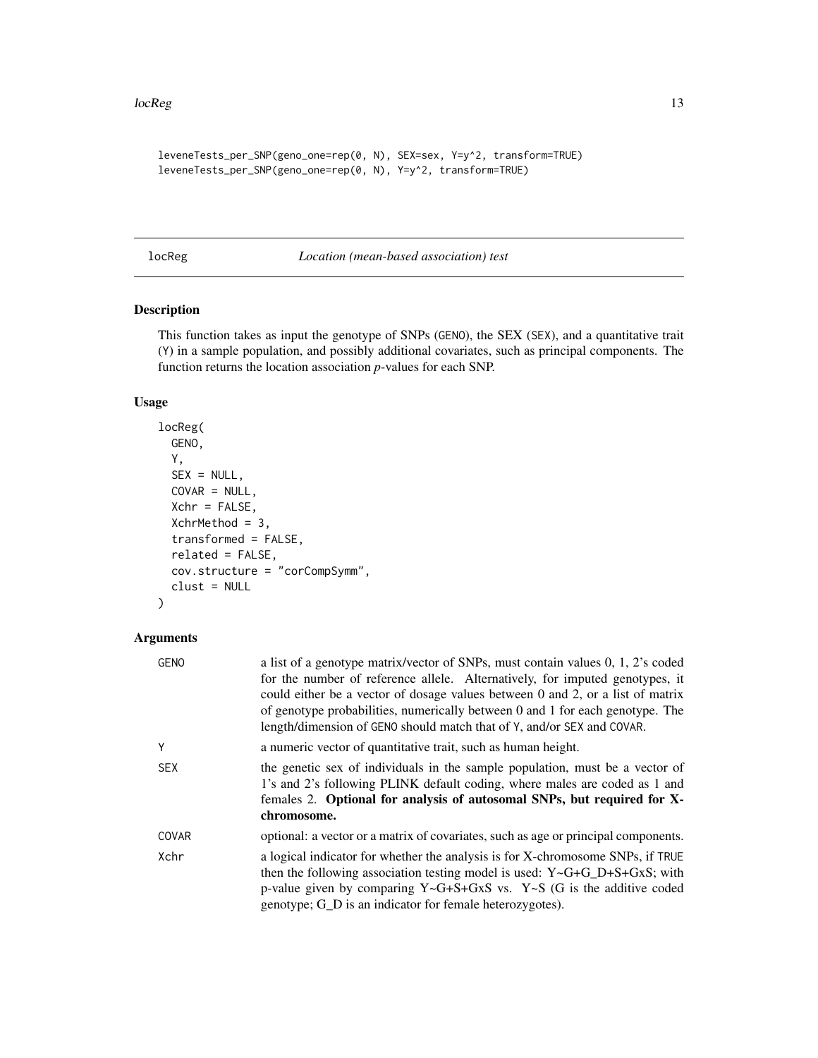```
leveneTests_per_SNP(geno_one=rep(0, N), SEX=sex, Y=y^2, transform=TRUE)
leveneTests_per_SNP(geno_one=rep(0, N), Y=y^2, transform=TRUE)
```

## locReg — *Location (mean-based association) test*

### Description

This function takes as input the genotype of SNPs (GENO), the SEX (SEX), and a quantitative trait (Y) in a sample population, and possibly additional covariates, such as principal components. The function returns the location association *p*-values for each SNP.

### Usage

```
locReg(
  GENO,
  Y,
  SEX = NULL,
  COVAR = NULL,
  Xchr = FALSE,
  XchrMethod = 3,
  transformed = FALSE,
  related = FALSE,
  cov.structure = "corCompSymm",
  clust = NULL
)
```

### Arguments

| Argument | Description |
| --- | --- |
| GENO | a list of a genotype matrix/vector of SNPs, must contain values 0, 1, 2's coded for the number of reference allele. Alternatively, for imputed genotypes, it could either be a vector of dosage values between 0 and 2, or a list of matrix of genotype probabilities, numerically between 0 and 1 for each genotype. The length/dimension of GENO should match that of Y, and/or SEX and COVAR. |
| Y | a numeric vector of quantitative trait, such as human height. |
| SEX | the genetic sex of individuals in the sample population, must be a vector of 1's and 2's following PLINK default coding, where males are coded as 1 and females 2. **Optional for analysis of autosomal SNPs, but required for X-chromosome.** |
| COVAR | optional: a vector or a matrix of covariates, such as age or principal components. |
| Xchr | a logical indicator for whether the analysis is for X-chromosome SNPs, if TRUE then the following association testing model is used: Y~G+G_D+S+GxS; with p-value given by comparing Y~G+S+GxS vs. Y~S (G is the additive coded genotype; G_D is an indicator for female heterozygotes). |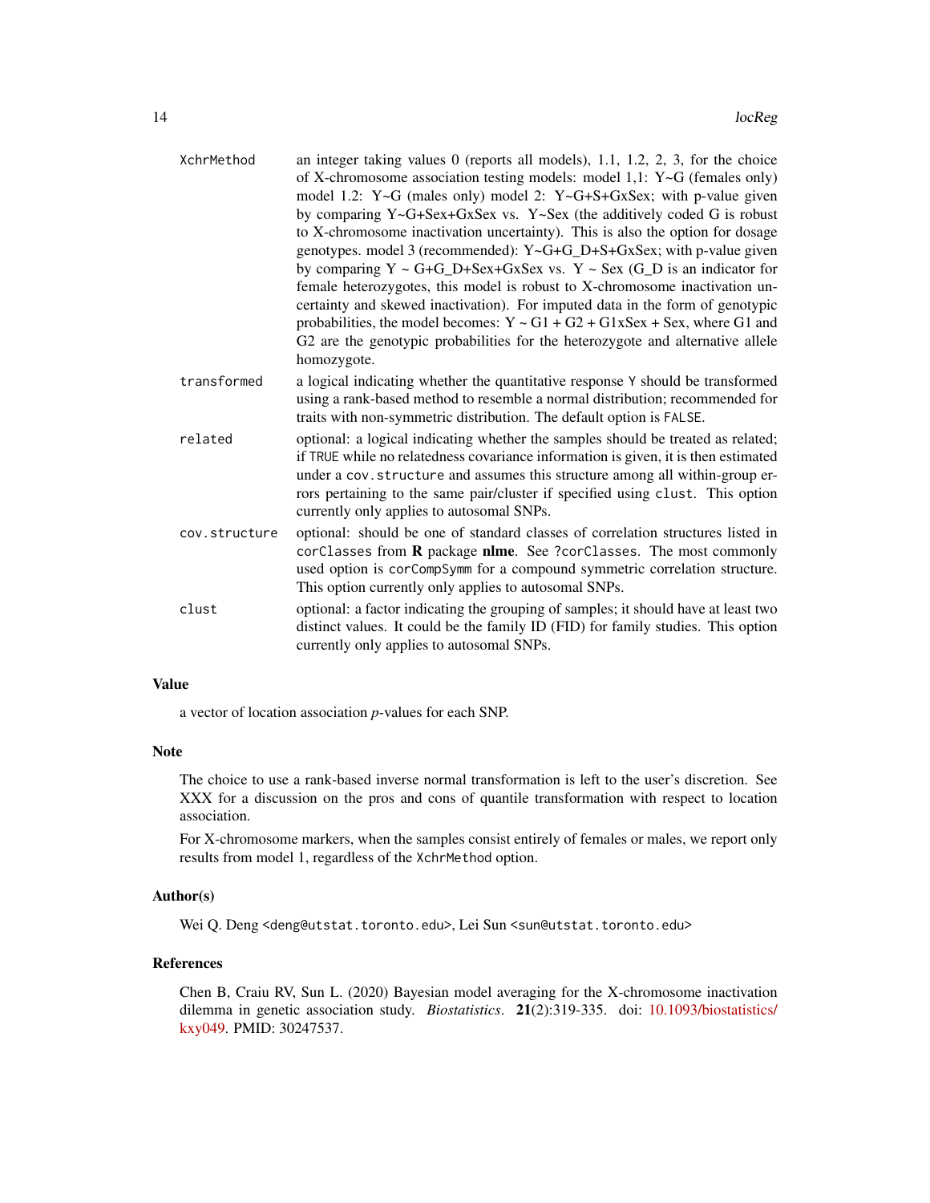`XchrMethod`
: an integer taking values 0 (reports all models), 1.1, 1.2, 2, 3, for the choice of X-chromosome association testing models: model 1,1: Y~G (females only) model 1.2: Y~G (males only) model 2: Y~G+S+GxSex; with p-value given by comparing Y~G+Sex+GxSex vs. Y~Sex (the additively coded G is robust to X-chromosome inactivation uncertainty). This is also the option for dosage genotypes. model 3 (recommended): Y~G+G_D+S+GxSex; with p-value given by comparing Y ~ G+G_D+Sex+GxSex vs. Y ~ Sex (G_D is an indicator for female heterozygotes, this model is robust to X-chromosome inactivation uncertainty and skewed inactivation). For imputed data in the form of genotypic probabilities, the model becomes: Y ~ G1 + G2 + G1xSex + Sex, where G1 and G2 are the genotypic probabilities for the heterozygote and alternative allele homozygote.

`transformed`
: a logical indicating whether the quantitative response `Y` should be transformed using a rank-based method to resemble a normal distribution; recommended for traits with non-symmetric distribution. The default option is `FALSE`.

`related`
: optional: a logical indicating whether the samples should be treated as related; if `TRUE` while no relatedness covariance information is given, it is then estimated under a `cov.structure` and assumes this structure among all within-group errors pertaining to the same pair/cluster if specified using `clust`. This option currently only applies to autosomal SNPs.

`cov.structure`
: optional: should be one of standard classes of correlation structures listed in `corClasses` from **R** package **nlme**. See `?corClasses`. The most commonly used option is `corCompSymm` for a compound symmetric correlation structure. This option currently only applies to autosomal SNPs.

`clust`
: optional: a factor indicating the grouping of samples; it should have at least two distinct values. It could be the family ID (FID) for family studies. This option currently only applies to autosomal SNPs.

## Value

a vector of location association *p*-values for each SNP.

## Note

The choice to use a rank-based inverse normal transformation is left to the user's discretion. See XXX for a discussion on the pros and cons of quantile transformation with respect to location association.

For X-chromosome markers, when the samples consist entirely of females or males, we report only results from model 1, regardless of the `XchrMethod` option.

## Author(s)

Wei Q. Deng <deng@utstat.toronto.edu>, Lei Sun <sun@utstat.toronto.edu>

## References

Chen B, Craiu RV, Sun L. (2020) Bayesian model averaging for the X-chromosome inactivation dilemma in genetic association study. *Biostatistics*. **21**(2):319-335. doi: 10.1093/biostatistics/kxy049. PMID: 30247537.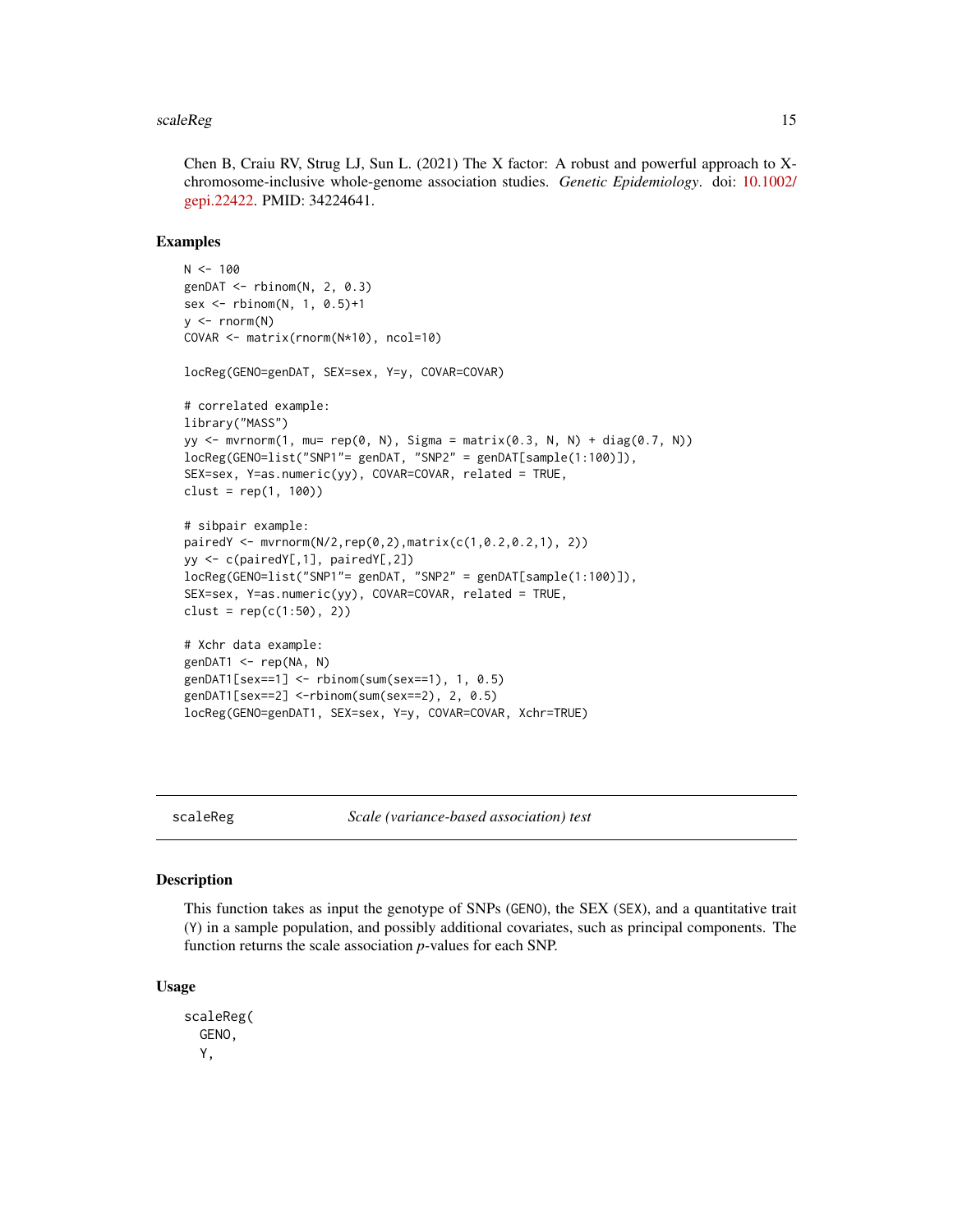Chen B, Craiu RV, Strug LJ, Sun L. (2021) The X factor: A robust and powerful approach to X-chromosome-inclusive whole-genome association studies. *Genetic Epidemiology*. doi: 10.1002/gepi.22422. PMID: 34224641.

## Examples

```
N <- 100
genDAT <- rbinom(N, 2, 0.3)
sex <- rbinom(N, 1, 0.5)+1
y <- rnorm(N)
COVAR <- matrix(rnorm(N*10), ncol=10)

locReg(GENO=genDAT, SEX=sex, Y=y, COVAR=COVAR)

# correlated example:
library("MASS")
yy <- mvrnorm(1, mu= rep(0, N), Sigma = matrix(0.3, N, N) + diag(0.7, N))
locReg(GENO=list("SNP1"= genDAT, "SNP2" = genDAT[sample(1:100)]),
SEX=sex, Y=as.numeric(yy), COVAR=COVAR, related = TRUE,
clust = rep(1, 100))

# sibpair example:
pairedY <- mvrnorm(N/2,rep(0,2),matrix(c(1,0.2,0.2,1), 2))
yy <- c(pairedY[,1], pairedY[,2])
locReg(GENO=list("SNP1"= genDAT, "SNP2" = genDAT[sample(1:100)]),
SEX=sex, Y=as.numeric(yy), COVAR=COVAR, related = TRUE,
clust = rep(c(1:50), 2))

# Xchr data example:
genDAT1 <- rep(NA, N)
genDAT1[sex==1] <- rbinom(sum(sex==1), 1, 0.5)
genDAT1[sex==2] <-rbinom(sum(sex==2), 2, 0.5)
locReg(GENO=genDAT1, SEX=sex, Y=y, COVAR=COVAR, Xchr=TRUE)
```

---

# scaleReg — *Scale (variance-based association) test*

## Description

This function takes as input the genotype of SNPs (GENO), the SEX (SEX), and a quantitative trait (Y) in a sample population, and possibly additional covariates, such as principal components. The function returns the scale association *p*-values for each SNP.

## Usage

```
scaleReg(
  GENO,
  Y,
```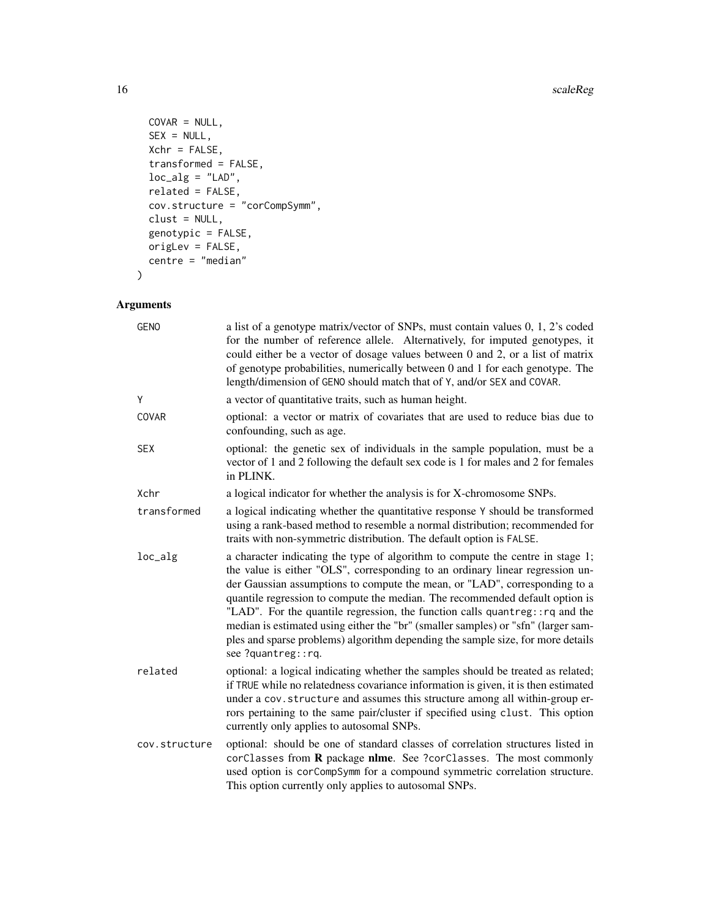```
  COVAR = NULL,
  SEX = NULL,
  Xchr = FALSE,
  transformed = FALSE,
  loc_alg = "LAD",
  related = FALSE,
  cov.structure = "corCompSymm",
  clust = NULL,
  genotypic = FALSE,
  origLev = FALSE,
  centre = "median"
)
```

## Arguments

| | |
|---|---|
| `GENO` | a list of a genotype matrix/vector of SNPs, must contain values 0, 1, 2's coded for the number of reference allele. Alternatively, for imputed genotypes, it could either be a vector of dosage values between 0 and 2, or a list of matrix of genotype probabilities, numerically between 0 and 1 for each genotype. The length/dimension of `GENO` should match that of `Y`, and/or `SEX` and `COVAR`. |
| `Y` | a vector of quantitative traits, such as human height. |
| `COVAR` | optional: a vector or matrix of covariates that are used to reduce bias due to confounding, such as age. |
| `SEX` | optional: the genetic sex of individuals in the sample population, must be a vector of 1 and 2 following the default sex code is 1 for males and 2 for females in PLINK. |
| `Xchr` | a logical indicator for whether the analysis is for X-chromosome SNPs. |
| `transformed` | a logical indicating whether the quantitative response `Y` should be transformed using a rank-based method to resemble a normal distribution; recommended for traits with non-symmetric distribution. The default option is `FALSE`. |
| `loc_alg` | a character indicating the type of algorithm to compute the centre in stage 1; the value is either "OLS", corresponding to an ordinary linear regression under Gaussian assumptions to compute the mean, or "LAD", corresponding to a quantile regression to compute the median. The recommended default option is "LAD". For the quantile regression, the function calls `quantreg::rq` and the median is estimated using either the "br" (smaller samples) or "sfn" (larger samples and sparse problems) algorithm depending the sample size, for more details see `?quantreg::rq`. |
| `related` | optional: a logical indicating whether the samples should be treated as related; if `TRUE` while no relatedness covariance information is given, it is then estimated under a `cov.structure` and assumes this structure among all within-group errors pertaining to the same pair/cluster if specified using `clust`. This option currently only applies to autosomal SNPs. |
| `cov.structure` | optional: should be one of standard classes of correlation structures listed in `corClasses` from **R** package **nlme**. See `?corClasses`. The most commonly used option is `corCompSymm` for a compound symmetric correlation structure. This option currently only applies to autosomal SNPs. |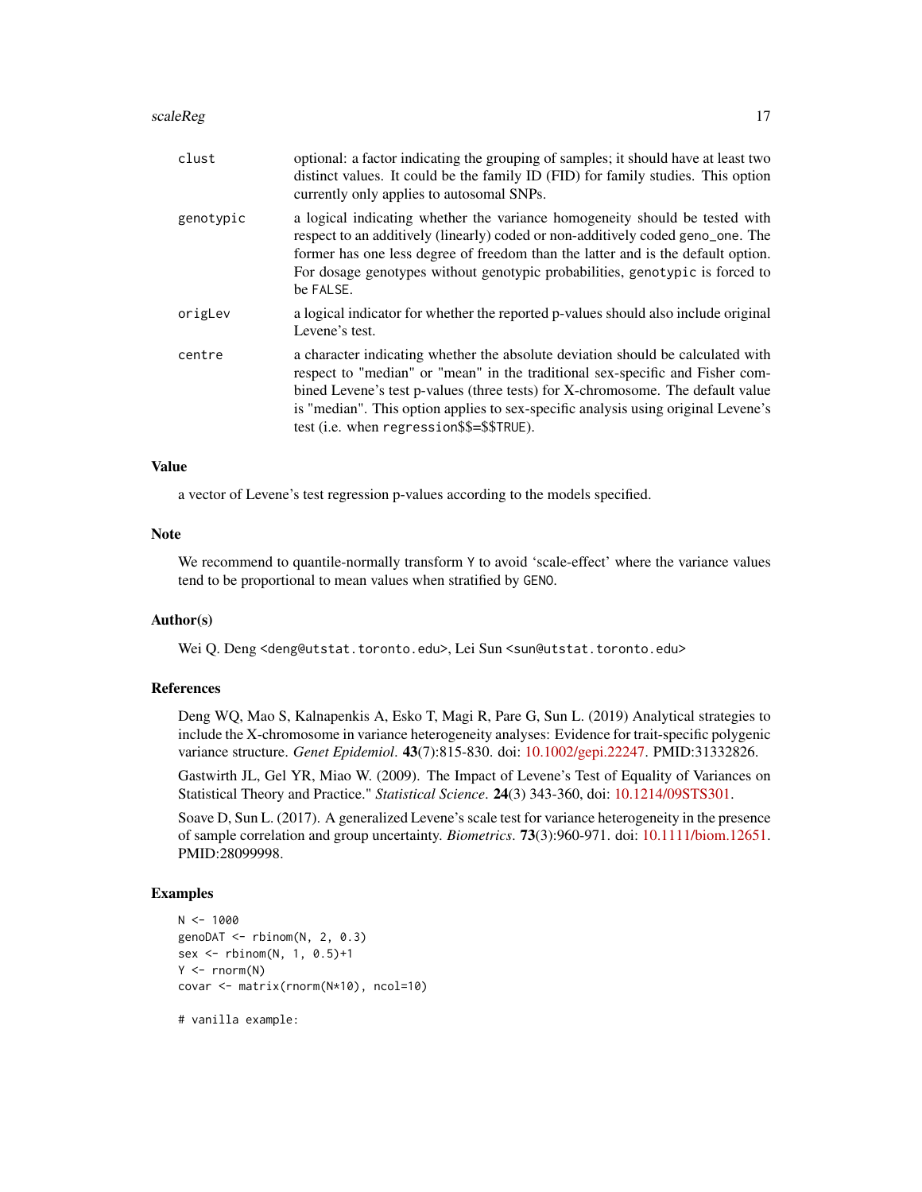`clust` optional: a factor indicating the grouping of samples; it should have at least two distinct values. It could be the family ID (FID) for family studies. This option currently only applies to autosomal SNPs.

`genotypic` a logical indicating whether the variance homogeneity should be tested with respect to an additively (linearly) coded or non-additively coded `geno_one`. The former has one less degree of freedom than the latter and is the default option. For dosage genotypes without genotypic probabilities, `genotypic` is forced to be `FALSE`.

`origLev` a logical indicator for whether the reported p-values should also include original Levene's test.

`centre` a character indicating whether the absolute deviation should be calculated with respect to "median" or "mean" in the traditional sex-specific and Fisher combined Levene's test p-values (three tests) for X-chromosome. The default value is "median". This option applies to sex-specific analysis using original Levene's test (i.e. when `regression$$=$$TRUE`).

### Value

a vector of Levene's test regression p-values according to the models specified.

### Note

We recommend to quantile-normally transform `Y` to avoid 'scale-effect' where the variance values tend to be proportional to mean values when stratified by `GENO`.

### Author(s)

Wei Q. Deng <deng@utstat.toronto.edu>, Lei Sun <sun@utstat.toronto.edu>

### References

Deng WQ, Mao S, Kalnapenkis A, Esko T, Magi R, Pare G, Sun L. (2019) Analytical strategies to include the X-chromosome in variance heterogeneity analyses: Evidence for trait-specific polygenic variance structure. *Genet Epidemiol*. **43**(7):815-830. doi: 10.1002/gepi.22247. PMID:31332826.

Gastwirth JL, Gel YR, Miao W. (2009). The Impact of Levene's Test of Equality of Variances on Statistical Theory and Practice." *Statistical Science*. **24**(3) 343-360, doi: 10.1214/09STS301.

Soave D, Sun L. (2017). A generalized Levene's scale test for variance heterogeneity in the presence of sample correlation and group uncertainty. *Biometrics*. **73**(3):960-971. doi: 10.1111/biom.12651. PMID:28099998.

### Examples

```
N <- 1000
genoDAT <- rbinom(N, 2, 0.3)
sex <- rbinom(N, 1, 0.5)+1
Y <- rnorm(N)
covar <- matrix(rnorm(N*10), ncol=10)

# vanilla example:
```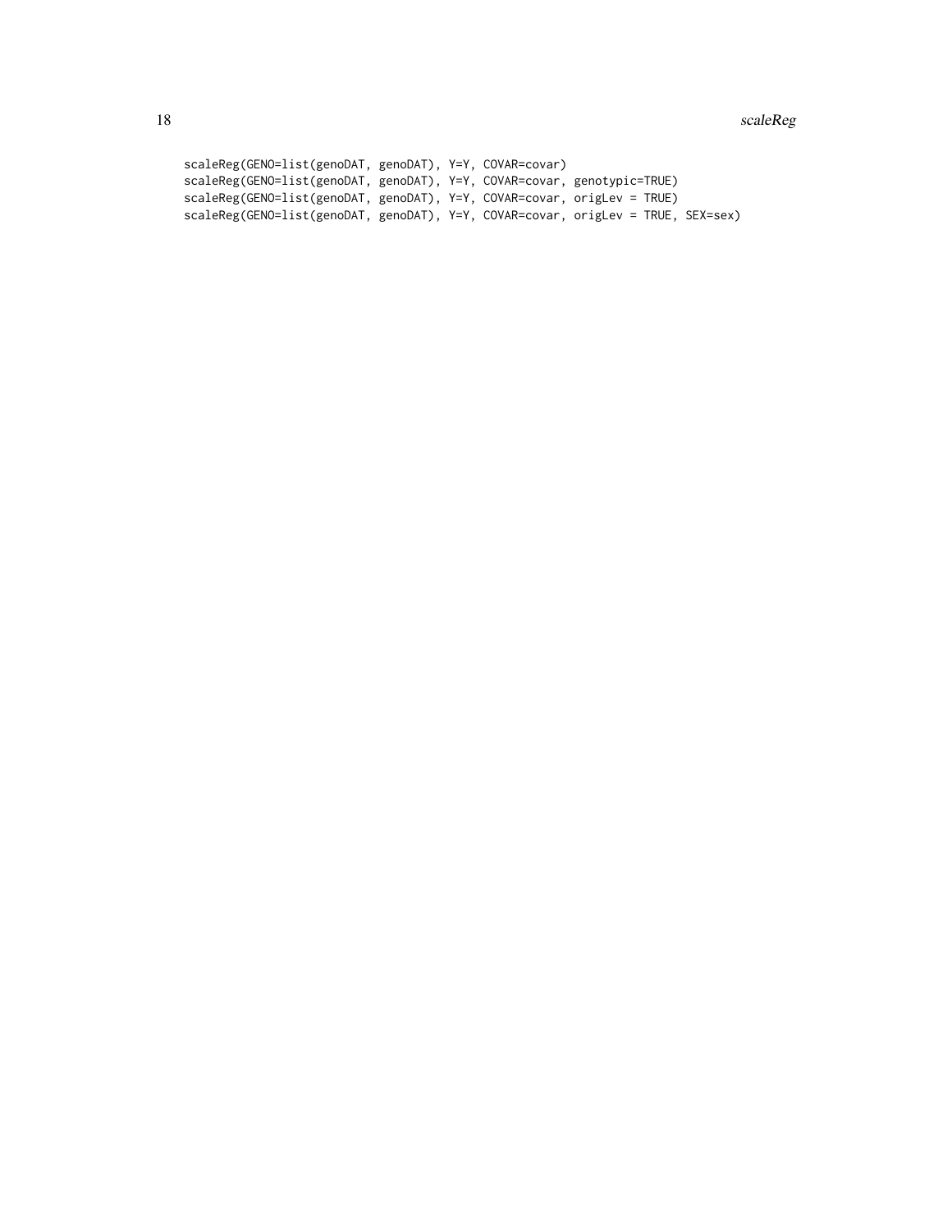```
scaleReg(GENO=list(genoDAT, genoDAT), Y=Y, COVAR=covar)
scaleReg(GENO=list(genoDAT, genoDAT), Y=Y, COVAR=covar, genotypic=TRUE)
scaleReg(GENO=list(genoDAT, genoDAT), Y=Y, COVAR=covar, origLev = TRUE)
scaleReg(GENO=list(genoDAT, genoDAT), Y=Y, COVAR=covar, origLev = TRUE, SEX=sex)
```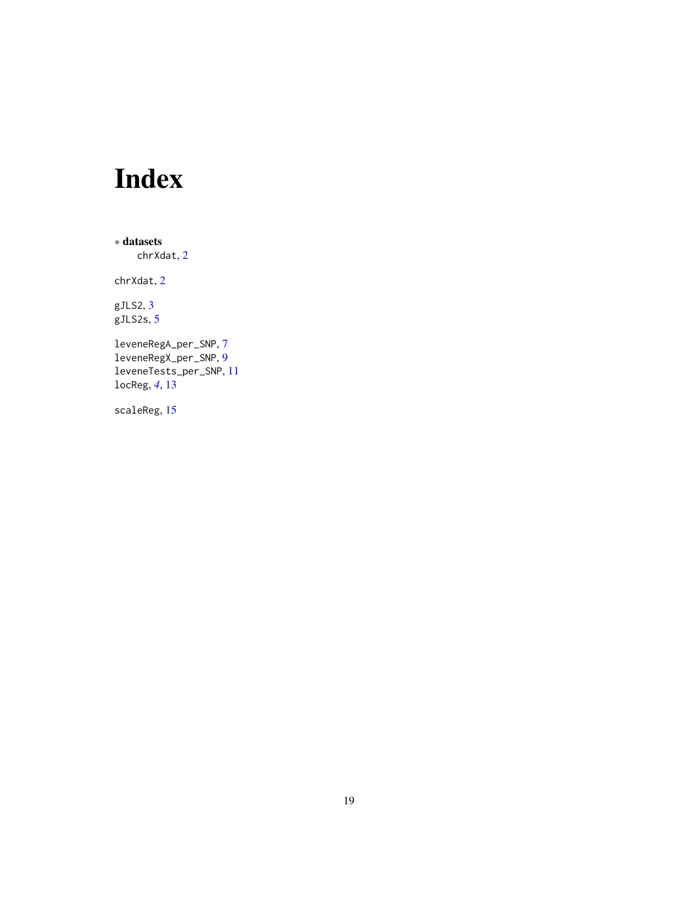# Index

∗ **datasets**
    chrXdat, 2

chrXdat, 2

gJLS2, 3
gJLS2s, 5

leveneRegA_per_SNP, 7
leveneRegX_per_SNP, 9
leveneTests_per_SNP, 11
locReg, *4*, 13

scaleReg, 15